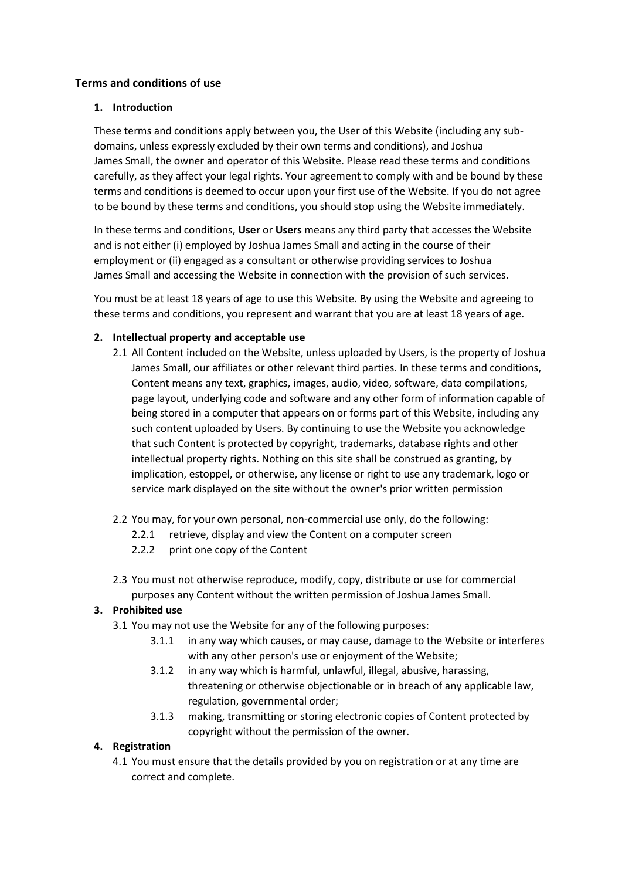## Terms and conditions of use

### 1. Introduction

These terms and conditions apply between you, the User of this Website (including any sub-domains, unless expressly excluded by their own terms and conditions), and Joshua James Small, the owner and operator of this Website. Please read these terms and conditions carefully, as they affect your legal rights. Your agreement to comply with and be bound by these terms and conditions is deemed to occur upon your first use of the Website. If you do not agree to be bound by these terms and conditions, you should stop using the Website immediately.

In these terms and conditions, **User** or **Users** means any third party that accesses the Website and is not either (i) employed by Joshua James Small and acting in the course of their employment or (ii) engaged as a consultant or otherwise providing services to Joshua James Small and accessing the Website in connection with the provision of such services.

You must be at least 18 years of age to use this Website. By using the Website and agreeing to these terms and conditions, you represent and warrant that you are at least 18 years of age.

### 2. Intellectual property and acceptable use

2.1 All Content included on the Website, unless uploaded by Users, is the property of Joshua James Small, our affiliates or other relevant third parties. In these terms and conditions, Content means any text, graphics, images, audio, video, software, data compilations, page layout, underlying code and software and any other form of information capable of being stored in a computer that appears on or forms part of this Website, including any such content uploaded by Users. By continuing to use the Website you acknowledge that such Content is protected by copyright, trademarks, database rights and other intellectual property rights. Nothing on this site shall be construed as granting, by implication, estoppel, or otherwise, any license or right to use any trademark, logo or service mark displayed on the site without the owner's prior written permission

2.2 You may, for your own personal, non-commercial use only, do the following:

- 2.2.1 retrieve, display and view the Content on a computer screen
- 2.2.2 print one copy of the Content

2.3 You must not otherwise reproduce, modify, copy, distribute or use for commercial purposes any Content without the written permission of Joshua James Small.

### 3. Prohibited use

3.1 You may not use the Website for any of the following purposes:

- 3.1.1 in any way which causes, or may cause, damage to the Website or interferes with any other person's use or enjoyment of the Website;
- 3.1.2 in any way which is harmful, unlawful, illegal, abusive, harassing, threatening or otherwise objectionable or in breach of any applicable law, regulation, governmental order;
- 3.1.3 making, transmitting or storing electronic copies of Content protected by copyright without the permission of the owner.

### 4. Registration

4.1 You must ensure that the details provided by you on registration or at any time are correct and complete.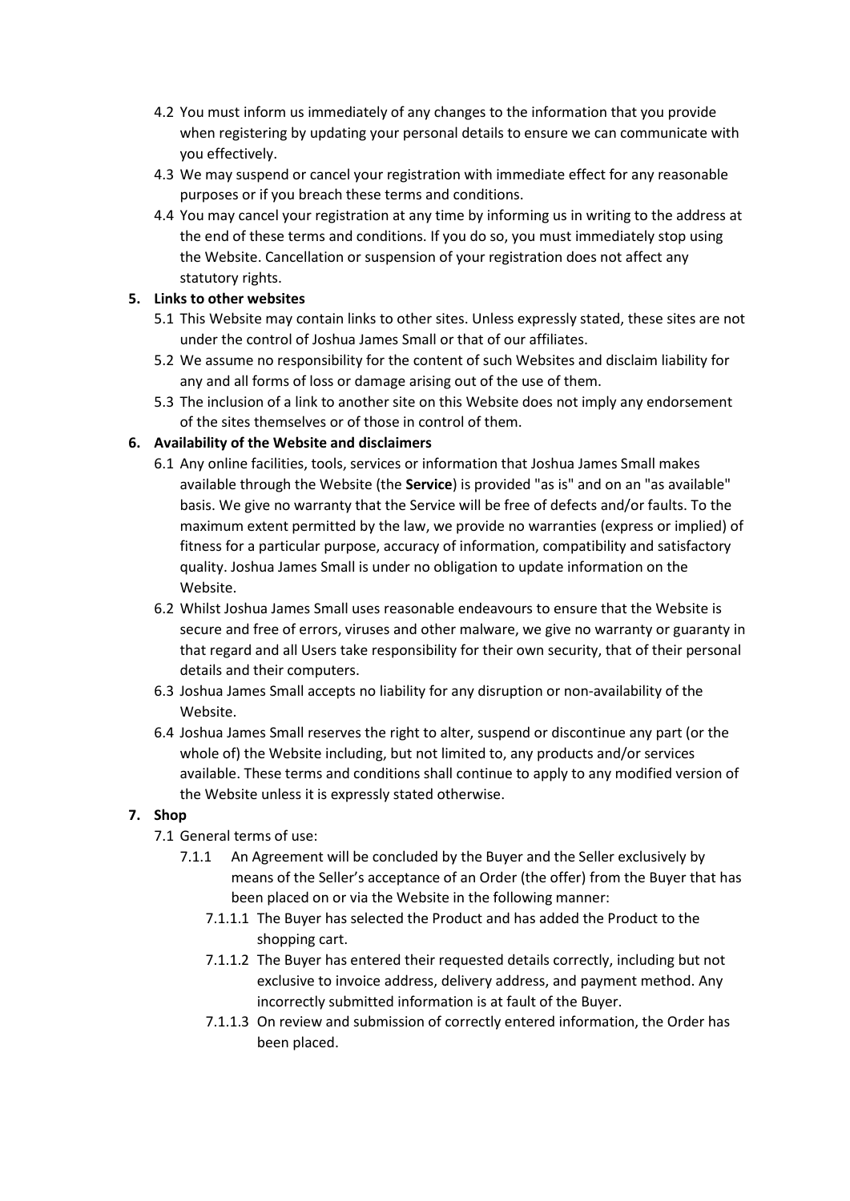4.2 You must inform us immediately of any changes to the information that you provide when registering by updating your personal details to ensure we can communicate with you effectively.

4.3 We may suspend or cancel your registration with immediate effect for any reasonable purposes or if you breach these terms and conditions.

4.4 You may cancel your registration at any time by informing us in writing to the address at the end of these terms and conditions. If you do so, you must immediately stop using the Website. Cancellation or suspension of your registration does not affect any statutory rights.

**5. Links to other websites**

5.1 This Website may contain links to other sites. Unless expressly stated, these sites are not under the control of Joshua James Small or that of our affiliates.

5.2 We assume no responsibility for the content of such Websites and disclaim liability for any and all forms of loss or damage arising out of the use of them.

5.3 The inclusion of a link to another site on this Website does not imply any endorsement of the sites themselves or of those in control of them.

**6. Availability of the Website and disclaimers**

6.1 Any online facilities, tools, services or information that Joshua James Small makes available through the Website (the **Service**) is provided "as is" and on an "as available" basis. We give no warranty that the Service will be free of defects and/or faults. To the maximum extent permitted by the law, we provide no warranties (express or implied) of fitness for a particular purpose, accuracy of information, compatibility and satisfactory quality. Joshua James Small is under no obligation to update information on the Website.

6.2 Whilst Joshua James Small uses reasonable endeavours to ensure that the Website is secure and free of errors, viruses and other malware, we give no warranty or guaranty in that regard and all Users take responsibility for their own security, that of their personal details and their computers.

6.3 Joshua James Small accepts no liability for any disruption or non-availability of the Website.

6.4 Joshua James Small reserves the right to alter, suspend or discontinue any part (or the whole of) the Website including, but not limited to, any products and/or services available. These terms and conditions shall continue to apply to any modified version of the Website unless it is expressly stated otherwise.

**7. Shop**

7.1 General terms of use:

7.1.1 An Agreement will be concluded by the Buyer and the Seller exclusively by means of the Seller's acceptance of an Order (the offer) from the Buyer that has been placed on or via the Website in the following manner:

7.1.1.1 The Buyer has selected the Product and has added the Product to the shopping cart.

7.1.1.2 The Buyer has entered their requested details correctly, including but not exclusive to invoice address, delivery address, and payment method. Any incorrectly submitted information is at fault of the Buyer.

7.1.1.3 On review and submission of correctly entered information, the Order has been placed.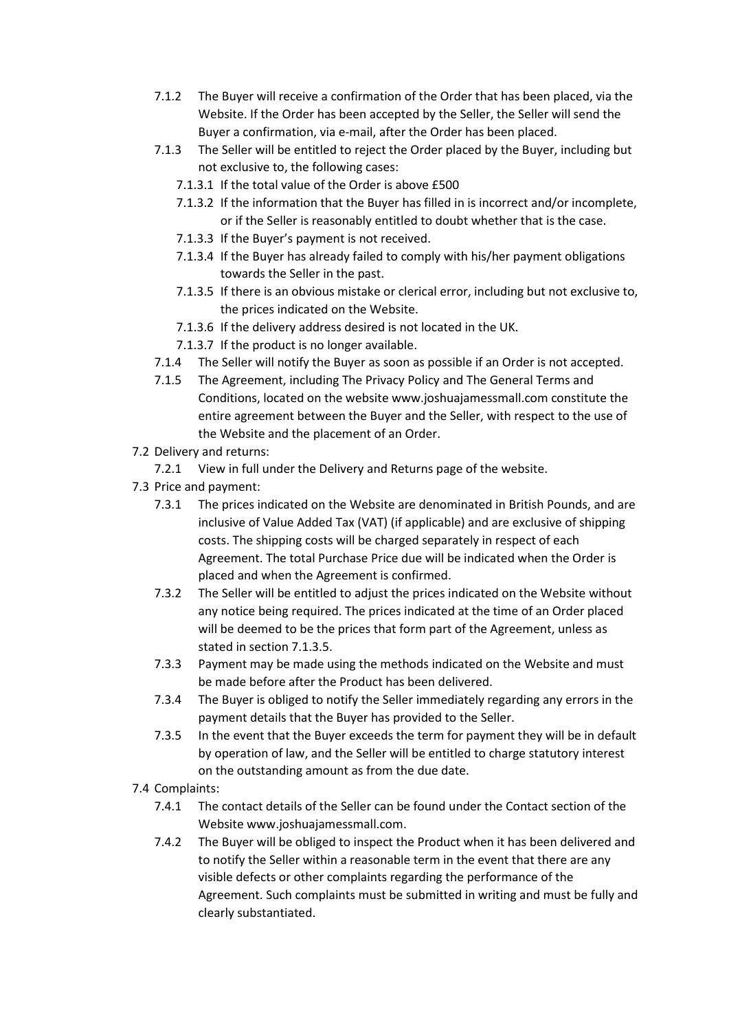- 7.1.2 The Buyer will receive a confirmation of the Order that has been placed, via the Website. If the Order has been accepted by the Seller, the Seller will send the Buyer a confirmation, via e-mail, after the Order has been placed.
- 7.1.3 The Seller will be entitled to reject the Order placed by the Buyer, including but not exclusive to, the following cases:
  - 7.1.3.1 If the total value of the Order is above £500
  - 7.1.3.2 If the information that the Buyer has filled in is incorrect and/or incomplete, or if the Seller is reasonably entitled to doubt whether that is the case.
  - 7.1.3.3 If the Buyer's payment is not received.
  - 7.1.3.4 If the Buyer has already failed to comply with his/her payment obligations towards the Seller in the past.
  - 7.1.3.5 If there is an obvious mistake or clerical error, including but not exclusive to, the prices indicated on the Website.
  - 7.1.3.6 If the delivery address desired is not located in the UK.
  - 7.1.3.7 If the product is no longer available.
- 7.1.4 The Seller will notify the Buyer as soon as possible if an Order is not accepted.
- 7.1.5 The Agreement, including The Privacy Policy and The General Terms and Conditions, located on the website www.joshuajamessmall.com constitute the entire agreement between the Buyer and the Seller, with respect to the use of the Website and the placement of an Order.

7.2 Delivery and returns:

- 7.2.1 View in full under the Delivery and Returns page of the website.

7.3 Price and payment:

- 7.3.1 The prices indicated on the Website are denominated in British Pounds, and are inclusive of Value Added Tax (VAT) (if applicable) and are exclusive of shipping costs. The shipping costs will be charged separately in respect of each Agreement. The total Purchase Price due will be indicated when the Order is placed and when the Agreement is confirmed.
- 7.3.2 The Seller will be entitled to adjust the prices indicated on the Website without any notice being required. The prices indicated at the time of an Order placed will be deemed to be the prices that form part of the Agreement, unless as stated in section 7.1.3.5.
- 7.3.3 Payment may be made using the methods indicated on the Website and must be made before after the Product has been delivered.
- 7.3.4 The Buyer is obliged to notify the Seller immediately regarding any errors in the payment details that the Buyer has provided to the Seller.
- 7.3.5 In the event that the Buyer exceeds the term for payment they will be in default by operation of law, and the Seller will be entitled to charge statutory interest on the outstanding amount as from the due date.

7.4 Complaints:

- 7.4.1 The contact details of the Seller can be found under the Contact section of the Website www.joshuajamessmall.com.
- 7.4.2 The Buyer will be obliged to inspect the Product when it has been delivered and to notify the Seller within a reasonable term in the event that there are any visible defects or other complaints regarding the performance of the Agreement. Such complaints must be submitted in writing and must be fully and clearly substantiated.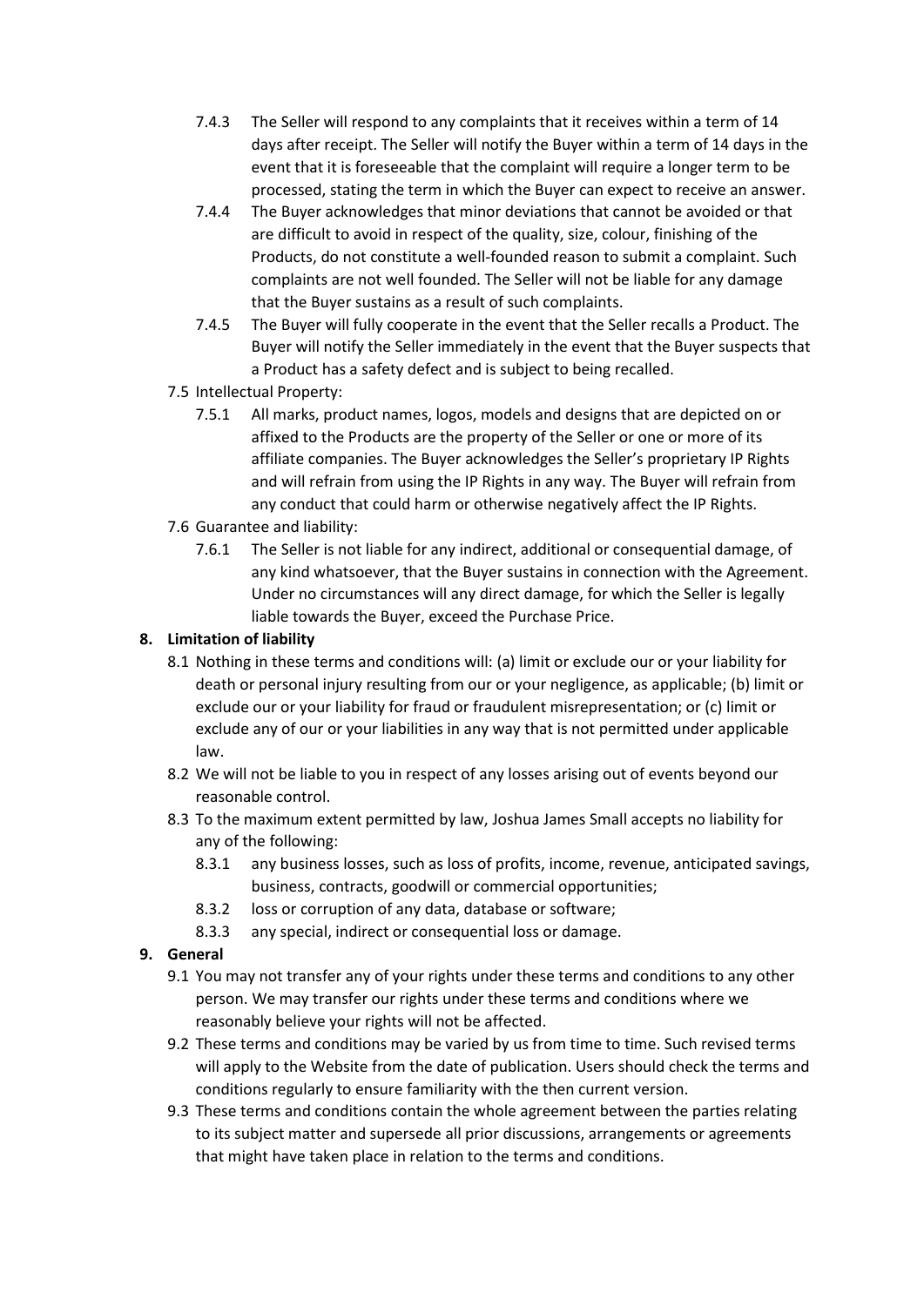- 7.4.3 The Seller will respond to any complaints that it receives within a term of 14 days after receipt. The Seller will notify the Buyer within a term of 14 days in the event that it is foreseeable that the complaint will require a longer term to be processed, stating the term in which the Buyer can expect to receive an answer.
- 7.4.4 The Buyer acknowledges that minor deviations that cannot be avoided or that are difficult to avoid in respect of the quality, size, colour, finishing of the Products, do not constitute a well-founded reason to submit a complaint. Such complaints are not well founded. The Seller will not be liable for any damage that the Buyer sustains as a result of such complaints.
- 7.4.5 The Buyer will fully cooperate in the event that the Seller recalls a Product. The Buyer will notify the Seller immediately in the event that the Buyer suspects that a Product has a safety defect and is subject to being recalled.

7.5 Intellectual Property:

- 7.5.1 All marks, product names, logos, models and designs that are depicted on or affixed to the Products are the property of the Seller or one or more of its affiliate companies. The Buyer acknowledges the Seller's proprietary IP Rights and will refrain from using the IP Rights in any way. The Buyer will refrain from any conduct that could harm or otherwise negatively affect the IP Rights.

7.6 Guarantee and liability:

- 7.6.1 The Seller is not liable for any indirect, additional or consequential damage, of any kind whatsoever, that the Buyer sustains in connection with the Agreement. Under no circumstances will any direct damage, for which the Seller is legally liable towards the Buyer, exceed the Purchase Price.

**8. Limitation of liability**

8.1 Nothing in these terms and conditions will: (a) limit or exclude our or your liability for death or personal injury resulting from our or your negligence, as applicable; (b) limit or exclude our or your liability for fraud or fraudulent misrepresentation; or (c) limit or exclude any of our or your liabilities in any way that is not permitted under applicable law.

8.2 We will not be liable to you in respect of any losses arising out of events beyond our reasonable control.

8.3 To the maximum extent permitted by law, Joshua James Small accepts no liability for any of the following:

- 8.3.1 any business losses, such as loss of profits, income, revenue, anticipated savings, business, contracts, goodwill or commercial opportunities;
- 8.3.2 loss or corruption of any data, database or software;
- 8.3.3 any special, indirect or consequential loss or damage.

**9. General**

9.1 You may not transfer any of your rights under these terms and conditions to any other person. We may transfer our rights under these terms and conditions where we reasonably believe your rights will not be affected.

9.2 These terms and conditions may be varied by us from time to time. Such revised terms will apply to the Website from the date of publication. Users should check the terms and conditions regularly to ensure familiarity with the then current version.

9.3 These terms and conditions contain the whole agreement between the parties relating to its subject matter and supersede all prior discussions, arrangements or agreements that might have taken place in relation to the terms and conditions.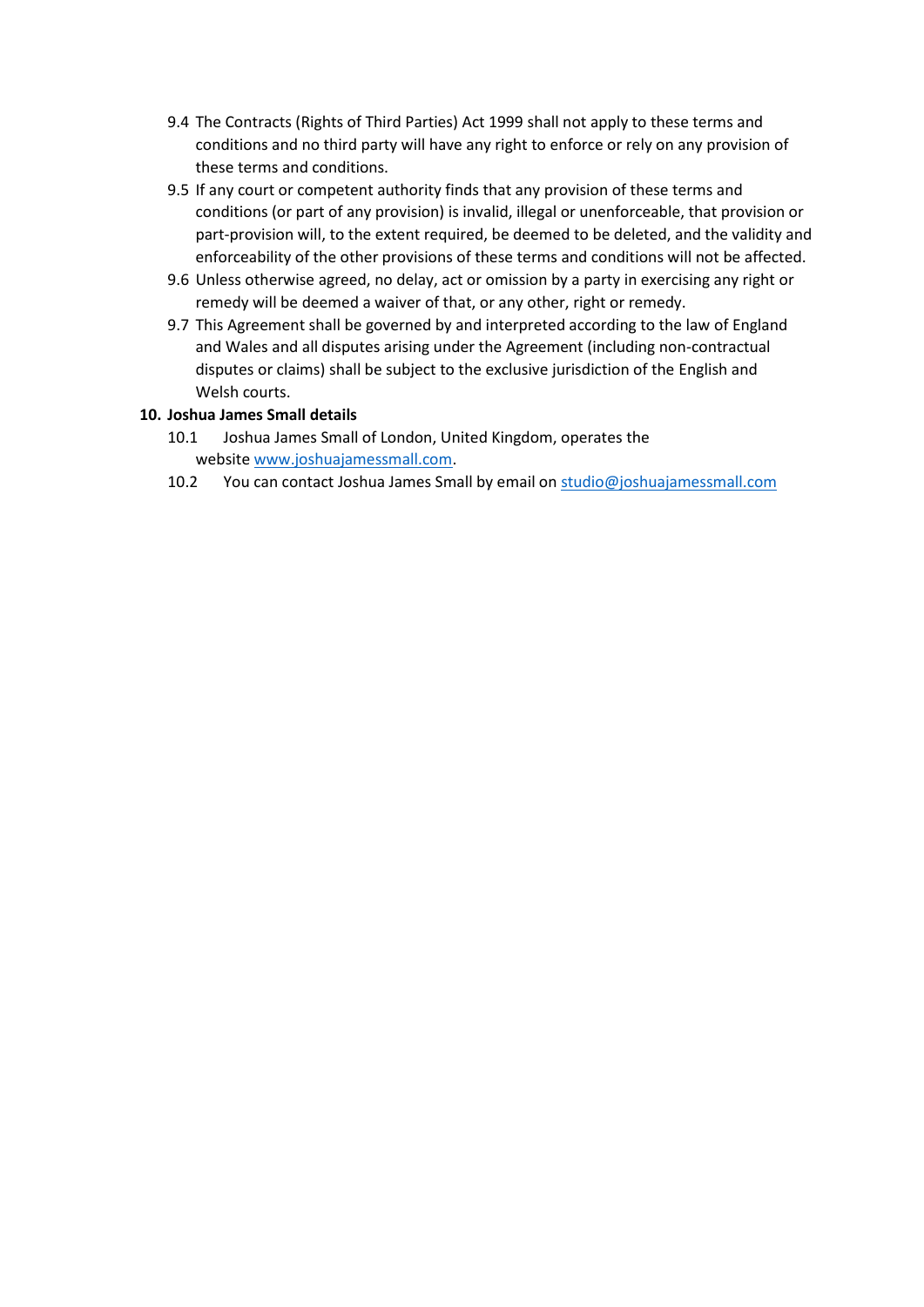9.4 The Contracts (Rights of Third Parties) Act 1999 shall not apply to these terms and conditions and no third party will have any right to enforce or rely on any provision of these terms and conditions.

9.5 If any court or competent authority finds that any provision of these terms and conditions (or part of any provision) is invalid, illegal or unenforceable, that provision or part-provision will, to the extent required, be deemed to be deleted, and the validity and enforceability of the other provisions of these terms and conditions will not be affected.

9.6 Unless otherwise agreed, no delay, act or omission by a party in exercising any right or remedy will be deemed a waiver of that, or any other, right or remedy.

9.7 This Agreement shall be governed by and interpreted according to the law of England and Wales and all disputes arising under the Agreement (including non-contractual disputes or claims) shall be subject to the exclusive jurisdiction of the English and Welsh courts.

**10. Joshua James Small details**

10.1 Joshua James Small of London, United Kingdom, operates the website www.joshuajamessmall.com.

10.2 You can contact Joshua James Small by email on studio@joshuajamessmall.com